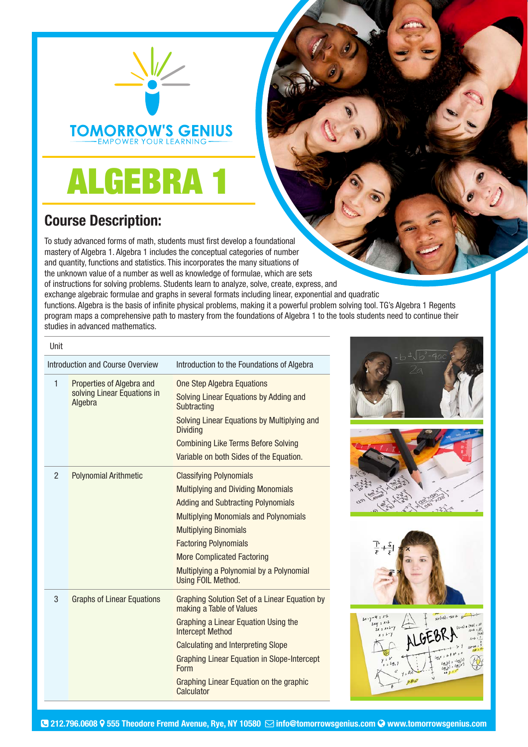TOMORROW'S GENIUS

EMPOWER YOUR LEARNING

# ALGEBRA 1

## Course Description:

To study advanced forms of math, students must first develop a foundational mastery of Algebra 1. Algebra 1 includes the conceptual categories of number and quantity, functions and statistics. This incorporates the many situations of the unknown value of a number as well as knowledge of formulae, which are sets of instructions for solving problems. Students learn to analyze, solve, create, express, and exchange algebraic formulae and graphs in several formats including linear, exponential and quadratic functions. Algebra is the basis of infinite physical problems, making it a powerful problem solving tool. TG's Algebra 1 Regents program maps a comprehensive path to mastery from the foundations of Algebra 1 to the tools students need to continue their studies in advanced mathematics.

| Unit | | |
|---|---|---|
| Introduction and Course Overview | | Introduction to the Foundations of Algebra |
| 1 | Properties of Algebra and solving Linear Equations in Algebra | One Step Algebra Equations<br>Solving Linear Equations by Adding and Subtracting<br>Solving Linear Equations by Multiplying and Dividing<br>Combining Like Terms Before Solving<br>Variable on both Sides of the Equation. |
| 2 | Polynomial Arithmetic | Classifying Polynomials<br>Multiplying and Dividing Monomials<br>Adding and Subtracting Polynomials<br>Multiplying Monomials and Polynomials<br>Multiplying Binomials<br>Factoring Polynomials<br>More Complicated Factoring<br>Multiplying a Polynomial by a Polynomial Using FOIL Method. |
| 3 | Graphs of Linear Equations | Graphing Solution Set of a Linear Equation by making a Table of Values<br>Graphing a Linear Equation Using the Intercept Method<br>Calculating and Interpreting Slope<br>Graphing Linear Equation in Slope-Intercept Form<br>Graphing Linear Equation on the graphic Calculator |

212.796.0608 555 Theodore Fremd Avenue, Rye, NY 10580 info@tomorrowsgenius.com www.tomorrowsgenius.com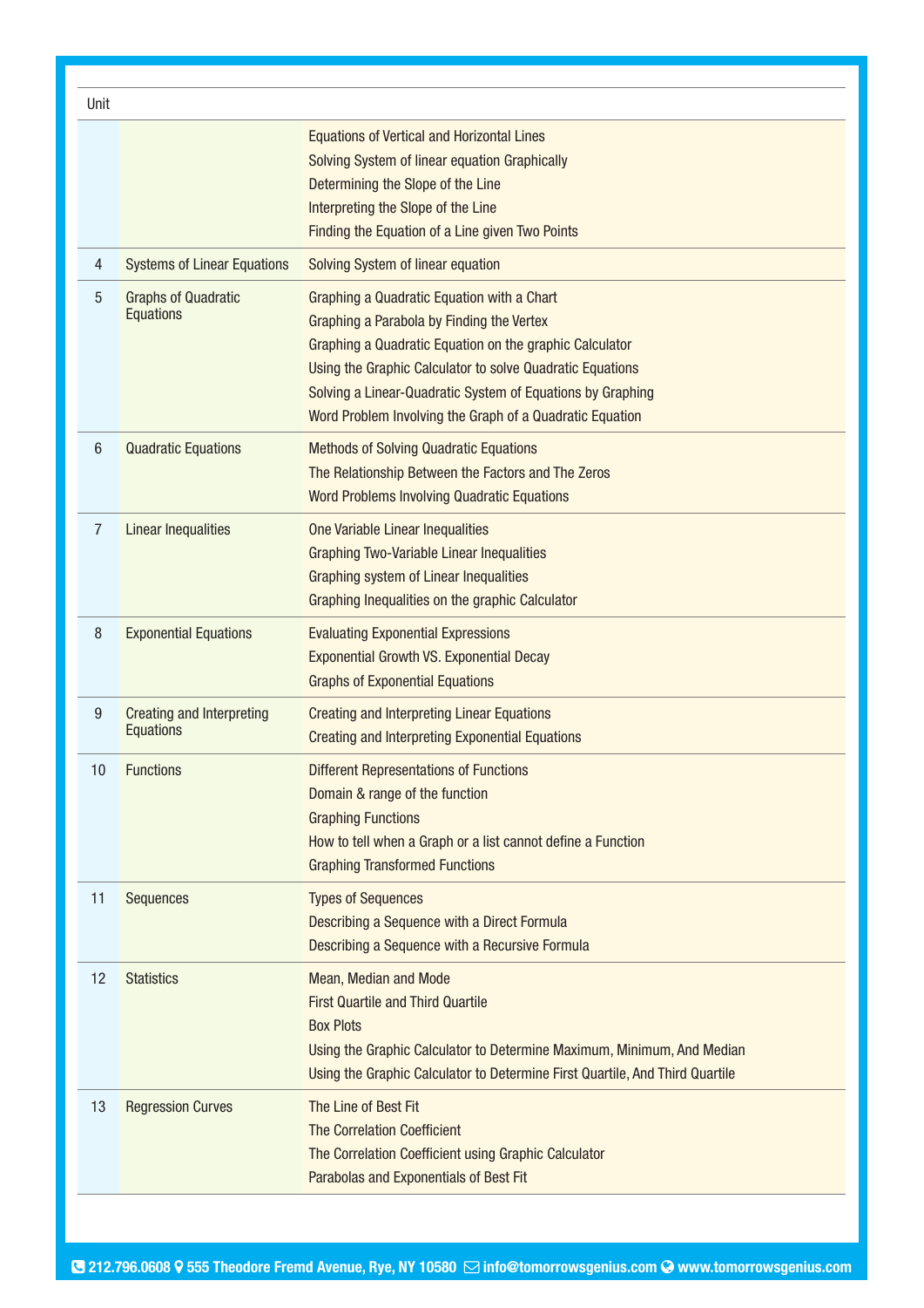| Unit | | |
|---|---|---|
| | | Equations of Vertical and Horizontal Lines<br>Solving System of linear equation Graphically<br>Determining the Slope of the Line<br>Interpreting the Slope of the Line<br>Finding the Equation of a Line given Two Points |
| 4 | Systems of Linear Equations | Solving System of linear equation |
| 5 | Graphs of Quadratic Equations | Graphing a Quadratic Equation with a Chart<br>Graphing a Parabola by Finding the Vertex<br>Graphing a Quadratic Equation on the graphic Calculator<br>Using the Graphic Calculator to solve Quadratic Equations<br>Solving a Linear-Quadratic System of Equations by Graphing<br>Word Problem Involving the Graph of a Quadratic Equation |
| 6 | Quadratic Equations | Methods of Solving Quadratic Equations<br>The Relationship Between the Factors and The Zeros<br>Word Problems Involving Quadratic Equations |
| 7 | Linear Inequalities | One Variable Linear Inequalities<br>Graphing Two-Variable Linear Inequalities<br>Graphing system of Linear Inequalities<br>Graphing Inequalities on the graphic Calculator |
| 8 | Exponential Equations | Evaluating Exponential Expressions<br>Exponential Growth VS. Exponential Decay<br>Graphs of Exponential Equations |
| 9 | Creating and Interpreting Equations | Creating and Interpreting Linear Equations<br>Creating and Interpreting Exponential Equations |
| 10 | Functions | Different Representations of Functions<br>Domain & range of the function<br>Graphing Functions<br>How to tell when a Graph or a list cannot define a Function<br>Graphing Transformed Functions |
| 11 | Sequences | Types of Sequences<br>Describing a Sequence with a Direct Formula<br>Describing a Sequence with a Recursive Formula |
| 12 | Statistics | Mean, Median and Mode<br>First Quartile and Third Quartile<br>Box Plots<br>Using the Graphic Calculator to Determine Maximum, Minimum, And Median<br>Using the Graphic Calculator to Determine First Quartile, And Third Quartile |
| 13 | Regression Curves | The Line of Best Fit<br>The Correlation Coefficient<br>The Correlation Coefficient using Graphic Calculator<br>Parabolas and Exponentials of Best Fit |

212.796.0608 555 Theodore Fremd Avenue, Rye, NY 10580 info@tomorrowsgenius.com www.tomorrowsgenius.com